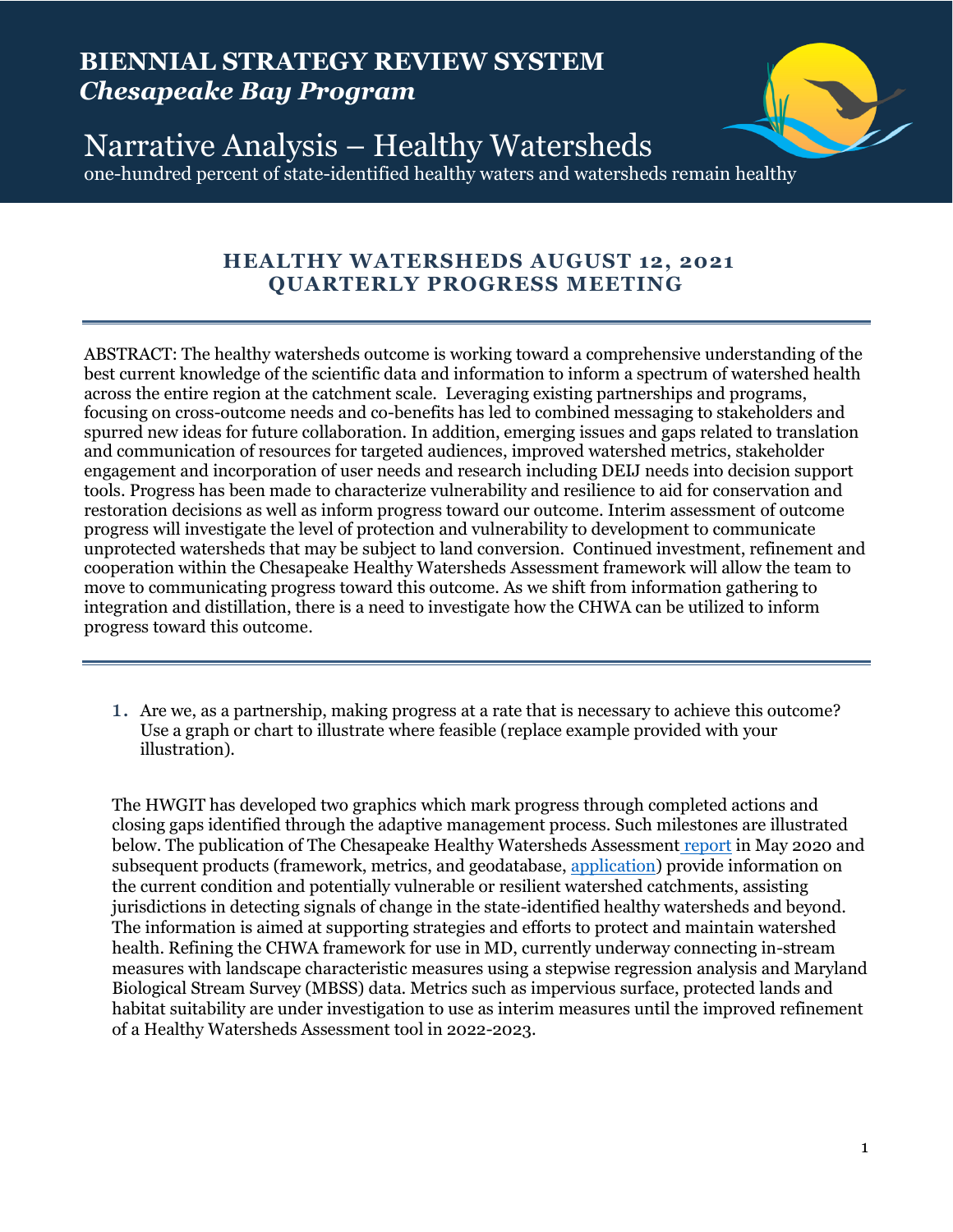# BIENNIAL STRATEGY REVIEW SYSTEM
## *Chesapeake Bay Program*

# Narrative Analysis – Healthy Watersheds

one-hundred percent of state-identified healthy waters and watersheds remain healthy

## HEALTHY WATERSHEDS AUGUST 12, 2021 QUARTERLY PROGRESS MEETING

---

ABSTRACT: The healthy watersheds outcome is working toward a comprehensive understanding of the best current knowledge of the scientific data and information to inform a spectrum of watershed health across the entire region at the catchment scale. Leveraging existing partnerships and programs, focusing on cross-outcome needs and co-benefits has led to combined messaging to stakeholders and spurred new ideas for future collaboration. In addition, emerging issues and gaps related to translation and communication of resources for targeted audiences, improved watershed metrics, stakeholder engagement and incorporation of user needs and research including DEIJ needs into decision support tools. Progress has been made to characterize vulnerability and resilience to aid for conservation and restoration decisions as well as inform progress toward our outcome. Interim assessment of outcome progress will investigate the level of protection and vulnerability to development to communicate unprotected watersheds that may be subject to land conversion. Continued investment, refinement and cooperation within the Chesapeake Healthy Watersheds Assessment framework will allow the team to move to communicating progress toward this outcome. As we shift from information gathering to integration and distillation, there is a need to investigate how the CHWA can be utilized to inform progress toward this outcome.

---

1. Are we, as a partnership, making progress at a rate that is necessary to achieve this outcome? Use a graph or chart to illustrate where feasible (replace example provided with your illustration).

The HWGIT has developed two graphics which mark progress through completed actions and closing gaps identified through the adaptive management process. Such milestones are illustrated below. The publication of The Chesapeake Healthy Watersheds Assessment report in May 2020 and subsequent products (framework, metrics, and geodatabase, application) provide information on the current condition and potentially vulnerable or resilient watershed catchments, assisting jurisdictions in detecting signals of change in the state-identified healthy watersheds and beyond. The information is aimed at supporting strategies and efforts to protect and maintain watershed health. Refining the CHWA framework for use in MD, currently underway connecting in-stream measures with landscape characteristic measures using a stepwise regression analysis and Maryland Biological Stream Survey (MBSS) data. Metrics such as impervious surface, protected lands and habitat suitability are under investigation to use as interim measures until the improved refinement of a Healthy Watersheds Assessment tool in 2022-2023.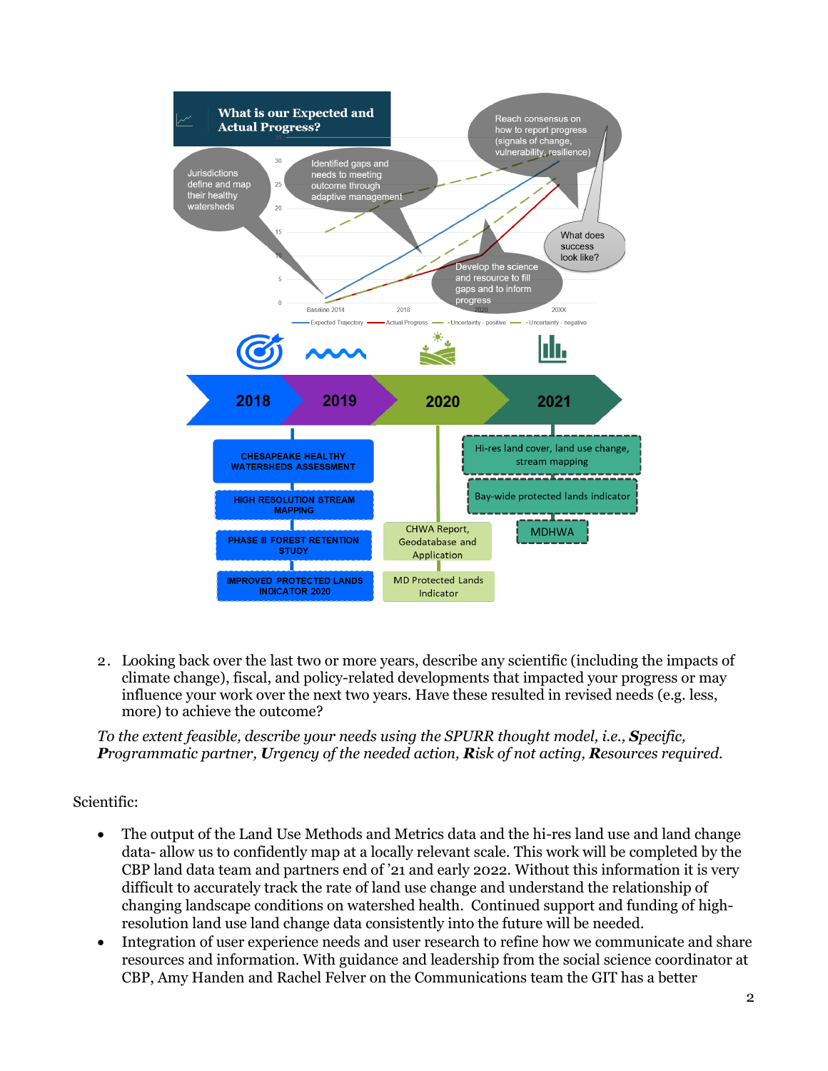**What is our Expected and Actual Progress?**

- Jurisdictions define and map their healthy watersheds
- Identified gaps and needs to meeting outcome through adaptive management
- Reach consensus on how to report progress (signals of change, vulnerability, resilience)
- What does success look like?
- Develop the science and resource to fill gaps and to inform progress

Baseline 2014 | 2018 | 2020 | 20XX

Expected Trajectory — Actual Progress — Uncertainty - positive — Uncertainty - negative

**2018 | 2019 | 2020 | 2021**

2018–2019:
- CHESAPEAKE HEALTHY WATERSHEDS ASSESSMENT
- HIGH RESOLUTION STREAM MAPPING
- PHASE III FOREST RETENTION STUDY
- IMPROVED PROTECTED LANDS INDICATOR 2020

2020:
- CHWA Report, Geodatabase and Application
- MD Protected Lands Indicator

2021:
- Hi-res land cover, land use change, stream mapping
- Bay-wide protected lands indicator
- MDHWA

2. Looking back over the last two or more years, describe any scientific (including the impacts of climate change), fiscal, and policy-related developments that impacted your progress or may influence your work over the next two years. Have these resulted in revised needs (e.g. less, more) to achieve the outcome?

*To the extent feasible, describe your needs using the SPURR thought model, i.e.,* ***S****pecific,* ***P****rogrammatic partner,* ***U****rgency of the needed action,* ***R****isk of not acting,* ***R****esources required.*

Scientific:

- The output of the Land Use Methods and Metrics data and the hi-res land use and land change data- allow us to confidently map at a locally relevant scale. This work will be completed by the CBP land data team and partners end of '21 and early 2022. Without this information it is very difficult to accurately track the rate of land use change and understand the relationship of changing landscape conditions on watershed health. Continued support and funding of high-resolution land use land change data consistently into the future will be needed.
- Integration of user experience needs and user research to refine how we communicate and share resources and information. With guidance and leadership from the social science coordinator at CBP, Amy Handen and Rachel Felver on the Communications team the GIT has a better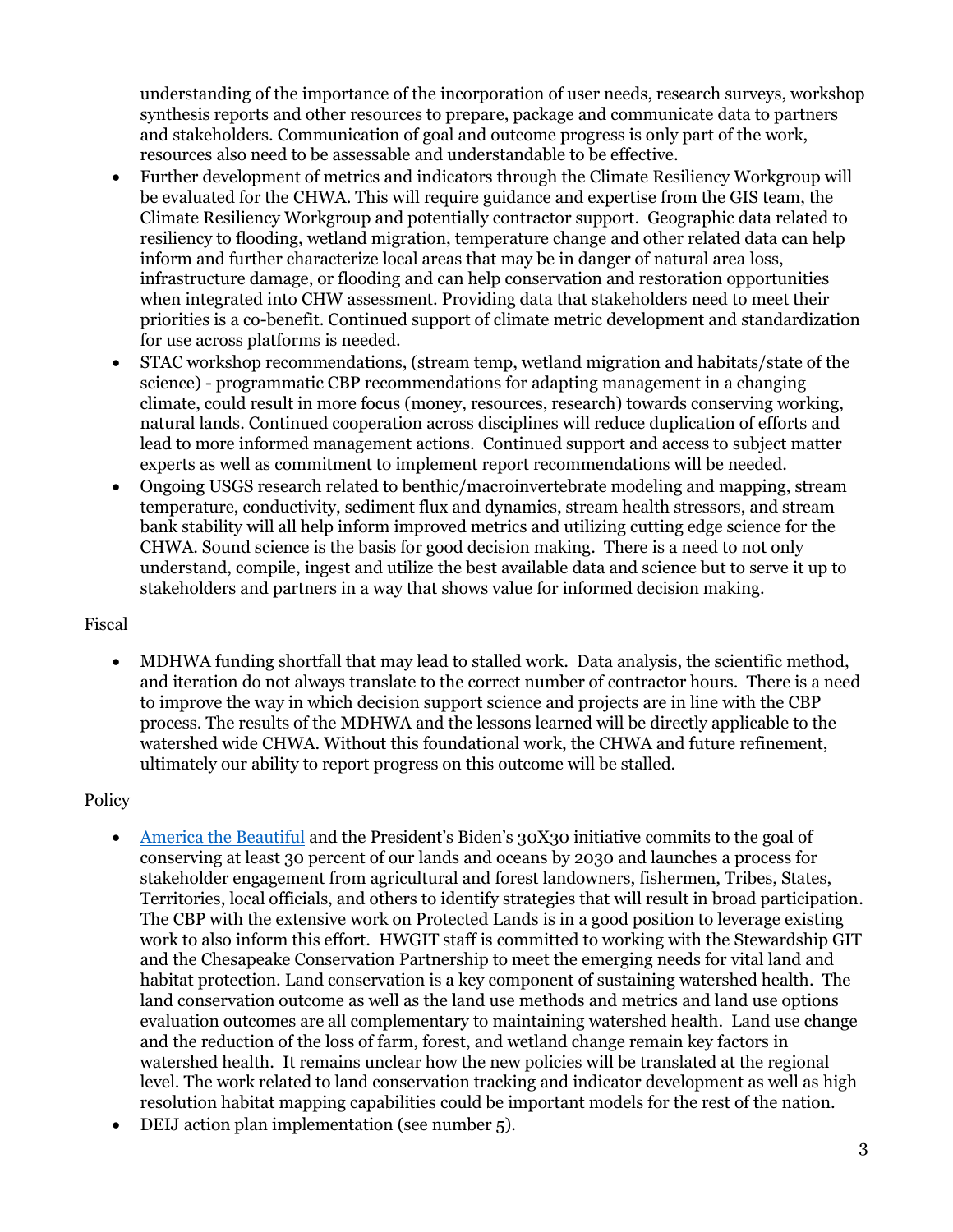understanding of the importance of the incorporation of user needs, research surveys, workshop synthesis reports and other resources to prepare, package and communicate data to partners and stakeholders. Communication of goal and outcome progress is only part of the work, resources also need to be assessable and understandable to be effective.

- Further development of metrics and indicators through the Climate Resiliency Workgroup will be evaluated for the CHWA. This will require guidance and expertise from the GIS team, the Climate Resiliency Workgroup and potentially contractor support. Geographic data related to resiliency to flooding, wetland migration, temperature change and other related data can help inform and further characterize local areas that may be in danger of natural area loss, infrastructure damage, or flooding and can help conservation and restoration opportunities when integrated into CHW assessment. Providing data that stakeholders need to meet their priorities is a co-benefit. Continued support of climate metric development and standardization for use across platforms is needed.
- STAC workshop recommendations, (stream temp, wetland migration and habitats/state of the science) - programmatic CBP recommendations for adapting management in a changing climate, could result in more focus (money, resources, research) towards conserving working, natural lands. Continued cooperation across disciplines will reduce duplication of efforts and lead to more informed management actions. Continued support and access to subject matter experts as well as commitment to implement report recommendations will be needed.
- Ongoing USGS research related to benthic/macroinvertebrate modeling and mapping, stream temperature, conductivity, sediment flux and dynamics, stream health stressors, and stream bank stability will all help inform improved metrics and utilizing cutting edge science for the CHWA. Sound science is the basis for good decision making. There is a need to not only understand, compile, ingest and utilize the best available data and science but to serve it up to stakeholders and partners in a way that shows value for informed decision making.

Fiscal

- MDHWA funding shortfall that may lead to stalled work. Data analysis, the scientific method, and iteration do not always translate to the correct number of contractor hours. There is a need to improve the way in which decision support science and projects are in line with the CBP process. The results of the MDHWA and the lessons learned will be directly applicable to the watershed wide CHWA. Without this foundational work, the CHWA and future refinement, ultimately our ability to report progress on this outcome will be stalled.

Policy

- America the Beautiful and the President's Biden's 30X30 initiative commits to the goal of conserving at least 30 percent of our lands and oceans by 2030 and launches a process for stakeholder engagement from agricultural and forest landowners, fishermen, Tribes, States, Territories, local officials, and others to identify strategies that will result in broad participation. The CBP with the extensive work on Protected Lands is in a good position to leverage existing work to also inform this effort. HWGIT staff is committed to working with the Stewardship GIT and the Chesapeake Conservation Partnership to meet the emerging needs for vital land and habitat protection. Land conservation is a key component of sustaining watershed health. The land conservation outcome as well as the land use methods and metrics and land use options evaluation outcomes are all complementary to maintaining watershed health. Land use change and the reduction of the loss of farm, forest, and wetland change remain key factors in watershed health. It remains unclear how the new policies will be translated at the regional level. The work related to land conservation tracking and indicator development as well as high resolution habitat mapping capabilities could be important models for the rest of the nation.
- DEIJ action plan implementation (see number 5).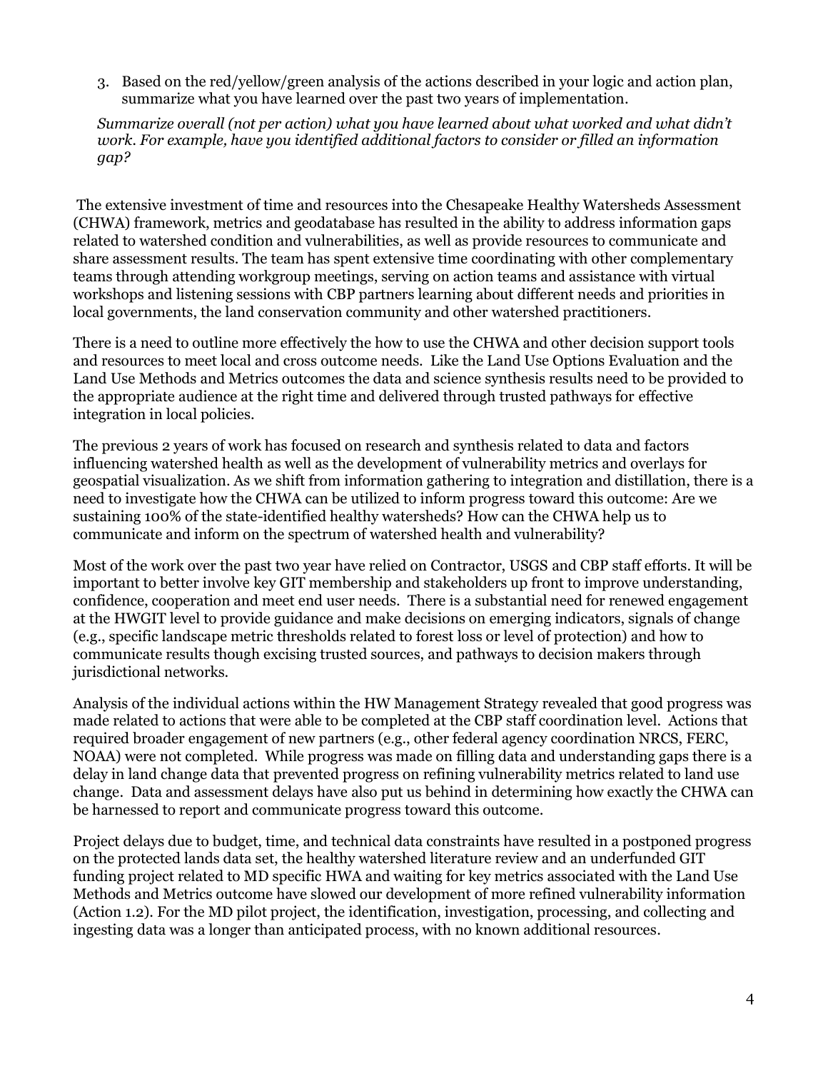3. Based on the red/yellow/green analysis of the actions described in your logic and action plan, summarize what you have learned over the past two years of implementation.

*Summarize overall (not per action) what you have learned about what worked and what didn't work. For example, have you identified additional factors to consider or filled an information gap?*

The extensive investment of time and resources into the Chesapeake Healthy Watersheds Assessment (CHWA) framework, metrics and geodatabase has resulted in the ability to address information gaps related to watershed condition and vulnerabilities, as well as provide resources to communicate and share assessment results. The team has spent extensive time coordinating with other complementary teams through attending workgroup meetings, serving on action teams and assistance with virtual workshops and listening sessions with CBP partners learning about different needs and priorities in local governments, the land conservation community and other watershed practitioners.

There is a need to outline more effectively the how to use the CHWA and other decision support tools and resources to meet local and cross outcome needs. Like the Land Use Options Evaluation and the Land Use Methods and Metrics outcomes the data and science synthesis results need to be provided to the appropriate audience at the right time and delivered through trusted pathways for effective integration in local policies.

The previous 2 years of work has focused on research and synthesis related to data and factors influencing watershed health as well as the development of vulnerability metrics and overlays for geospatial visualization. As we shift from information gathering to integration and distillation, there is a need to investigate how the CHWA can be utilized to inform progress toward this outcome: Are we sustaining 100% of the state-identified healthy watersheds? How can the CHWA help us to communicate and inform on the spectrum of watershed health and vulnerability?

Most of the work over the past two year have relied on Contractor, USGS and CBP staff efforts. It will be important to better involve key GIT membership and stakeholders up front to improve understanding, confidence, cooperation and meet end user needs. There is a substantial need for renewed engagement at the HWGIT level to provide guidance and make decisions on emerging indicators, signals of change (e.g., specific landscape metric thresholds related to forest loss or level of protection) and how to communicate results though excising trusted sources, and pathways to decision makers through jurisdictional networks.

Analysis of the individual actions within the HW Management Strategy revealed that good progress was made related to actions that were able to be completed at the CBP staff coordination level. Actions that required broader engagement of new partners (e.g., other federal agency coordination NRCS, FERC, NOAA) were not completed. While progress was made on filling data and understanding gaps there is a delay in land change data that prevented progress on refining vulnerability metrics related to land use change. Data and assessment delays have also put us behind in determining how exactly the CHWA can be harnessed to report and communicate progress toward this outcome.

Project delays due to budget, time, and technical data constraints have resulted in a postponed progress on the protected lands data set, the healthy watershed literature review and an underfunded GIT funding project related to MD specific HWA and waiting for key metrics associated with the Land Use Methods and Metrics outcome have slowed our development of more refined vulnerability information (Action 1.2). For the MD pilot project, the identification, investigation, processing, and collecting and ingesting data was a longer than anticipated process, with no known additional resources.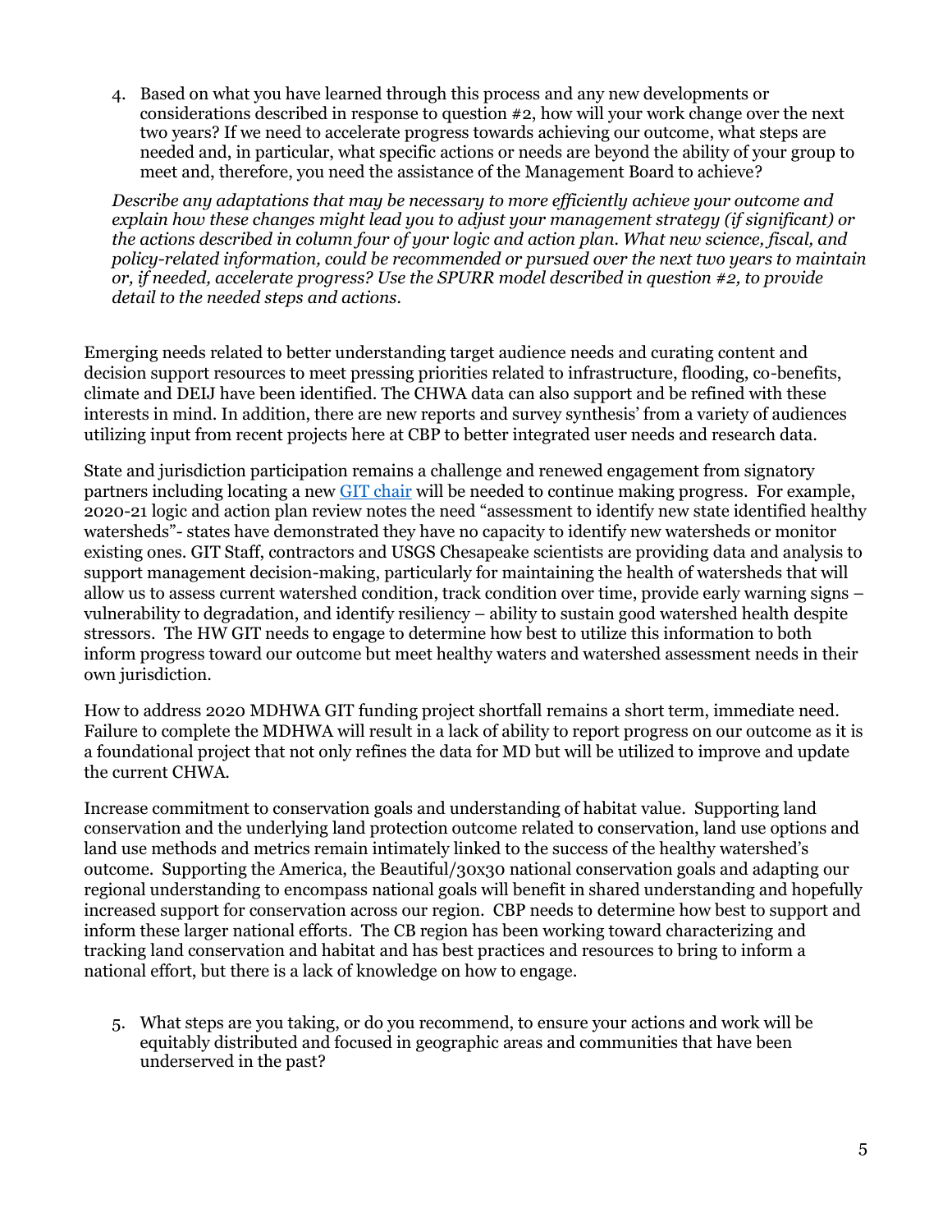4. Based on what you have learned through this process and any new developments or considerations described in response to question #2, how will your work change over the next two years? If we need to accelerate progress towards achieving our outcome, what steps are needed and, in particular, what specific actions or needs are beyond the ability of your group to meet and, therefore, you need the assistance of the Management Board to achieve?

   *Describe any adaptations that may be necessary to more efficiently achieve your outcome and explain how these changes might lead you to adjust your management strategy (if significant) or the actions described in column four of your logic and action plan. What new science, fiscal, and policy-related information, could be recommended or pursued over the next two years to maintain or, if needed, accelerate progress? Use the SPURR model described in question #2, to provide detail to the needed steps and actions.*

Emerging needs related to better understanding target audience needs and curating content and decision support resources to meet pressing priorities related to infrastructure, flooding, co-benefits, climate and DEIJ have been identified. The CHWA data can also support and be refined with these interests in mind. In addition, there are new reports and survey synthesis' from a variety of audiences utilizing input from recent projects here at CBP to better integrated user needs and research data.

State and jurisdiction participation remains a challenge and renewed engagement from signatory partners including locating a new GIT chair will be needed to continue making progress. For example, 2020-21 logic and action plan review notes the need "assessment to identify new state identified healthy watersheds"- states have demonstrated they have no capacity to identify new watersheds or monitor existing ones. GIT Staff, contractors and USGS Chesapeake scientists are providing data and analysis to support management decision-making, particularly for maintaining the health of watersheds that will allow us to assess current watershed condition, track condition over time, provide early warning signs – vulnerability to degradation, and identify resiliency – ability to sustain good watershed health despite stressors. The HW GIT needs to engage to determine how best to utilize this information to both inform progress toward our outcome but meet healthy waters and watershed assessment needs in their own jurisdiction.

How to address 2020 MDHWA GIT funding project shortfall remains a short term, immediate need. Failure to complete the MDHWA will result in a lack of ability to report progress on our outcome as it is a foundational project that not only refines the data for MD but will be utilized to improve and update the current CHWA.

Increase commitment to conservation goals and understanding of habitat value. Supporting land conservation and the underlying land protection outcome related to conservation, land use options and land use methods and metrics remain intimately linked to the success of the healthy watershed's outcome. Supporting the America, the Beautiful/30x30 national conservation goals and adapting our regional understanding to encompass national goals will benefit in shared understanding and hopefully increased support for conservation across our region. CBP needs to determine how best to support and inform these larger national efforts. The CB region has been working toward characterizing and tracking land conservation and habitat and has best practices and resources to bring to inform a national effort, but there is a lack of knowledge on how to engage.

5. What steps are you taking, or do you recommend, to ensure your actions and work will be equitably distributed and focused in geographic areas and communities that have been underserved in the past?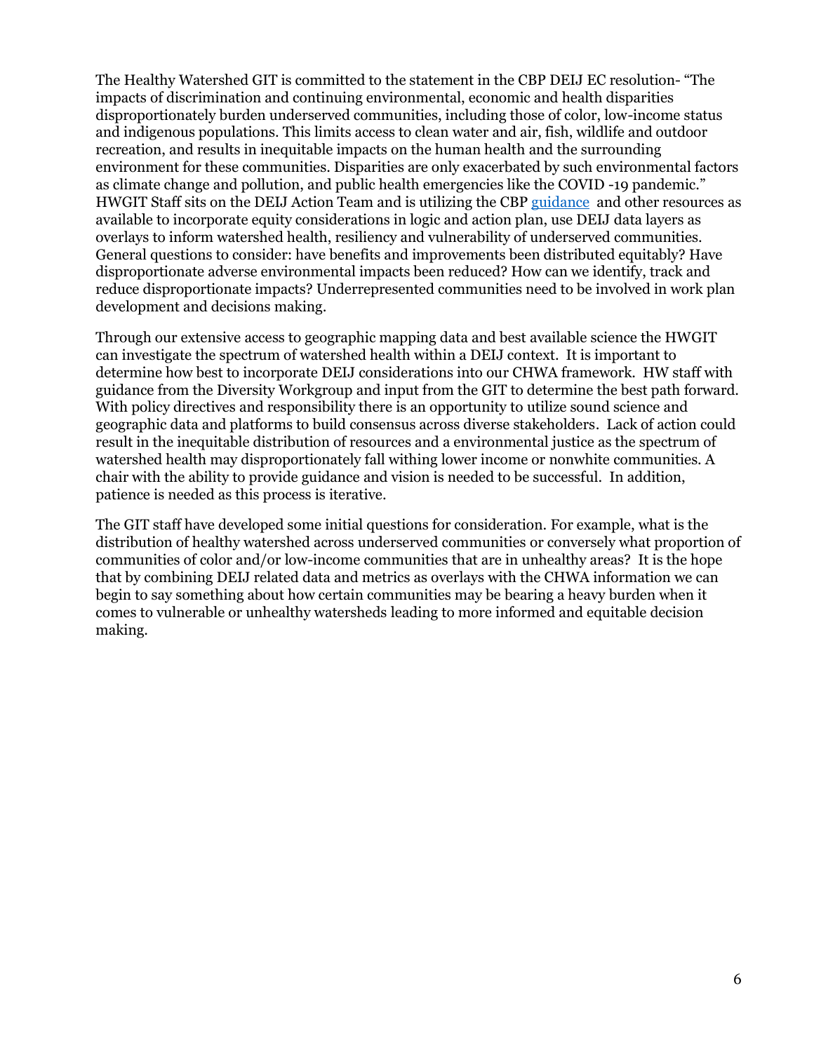The Healthy Watershed GIT is committed to the statement in the CBP DEIJ EC resolution- "The impacts of discrimination and continuing environmental, economic and health disparities disproportionately burden underserved communities, including those of color, low-income status and indigenous populations. This limits access to clean water and air, fish, wildlife and outdoor recreation, and results in inequitable impacts on the human health and the surrounding environment for these communities. Disparities are only exacerbated by such environmental factors as climate change and pollution, and public health emergencies like the COVID -19 pandemic." HWGIT Staff sits on the DEIJ Action Team and is utilizing the CBP guidance and other resources as available to incorporate equity considerations in logic and action plan, use DEIJ data layers as overlays to inform watershed health, resiliency and vulnerability of underserved communities. General questions to consider: have benefits and improvements been distributed equitably? Have disproportionate adverse environmental impacts been reduced? How can we identify, track and reduce disproportionate impacts? Underrepresented communities need to be involved in work plan development and decisions making.

Through our extensive access to geographic mapping data and best available science the HWGIT can investigate the spectrum of watershed health within a DEIJ context. It is important to determine how best to incorporate DEIJ considerations into our CHWA framework. HW staff with guidance from the Diversity Workgroup and input from the GIT to determine the best path forward. With policy directives and responsibility there is an opportunity to utilize sound science and geographic data and platforms to build consensus across diverse stakeholders. Lack of action could result in the inequitable distribution of resources and a environmental justice as the spectrum of watershed health may disproportionately fall withing lower income or nonwhite communities. A chair with the ability to provide guidance and vision is needed to be successful. In addition, patience is needed as this process is iterative.

The GIT staff have developed some initial questions for consideration. For example, what is the distribution of healthy watershed across underserved communities or conversely what proportion of communities of color and/or low-income communities that are in unhealthy areas? It is the hope that by combining DEIJ related data and metrics as overlays with the CHWA information we can begin to say something about how certain communities may be bearing a heavy burden when it comes to vulnerable or unhealthy watersheds leading to more informed and equitable decision making.